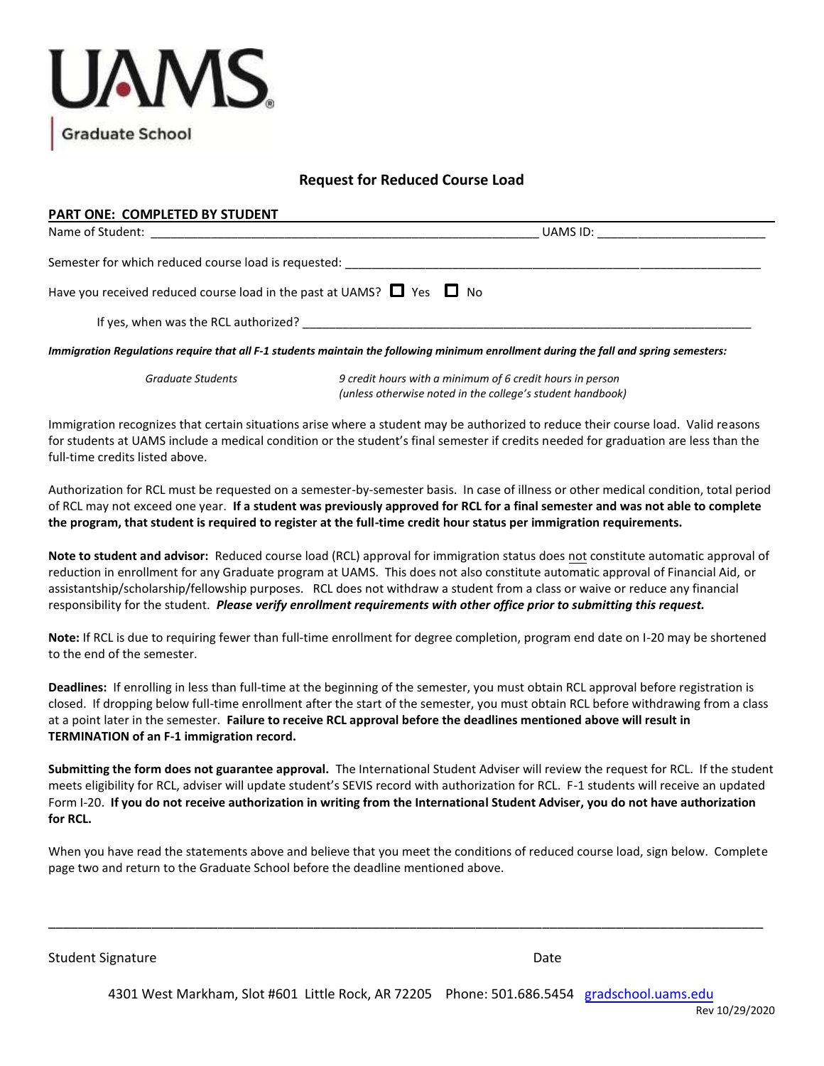UAMS

Graduate School

## Request for Reduced Course Load

### PART ONE: COMPLETED BY STUDENT

Name of Student: ______________________________________________ UAMS ID: ____________________

Semester for which reduced course load is requested: ______________________________________________

Have you received reduced course load in the past at UAMS? ☐ Yes ☐ No

If yes, when was the RCL authorized? ______________________________________________

***Immigration Regulations require that all F-1 students maintain the following minimum enrollment during the fall and spring semesters:***

| | |
|---|---|
| *Graduate Students* | *9 credit hours with a minimum of 6 credit hours in person (unless otherwise noted in the college's student handbook)* |

Immigration recognizes that certain situations arise where a student may be authorized to reduce their course load. Valid reasons for students at UAMS include a medical condition or the student's final semester if credits needed for graduation are less than the full-time credits listed above.

Authorization for RCL must be requested on a semester-by-semester basis. In case of illness or other medical condition, total period of RCL may not exceed one year. **If a student was previously approved for RCL for a final semester and was not able to complete the program, that student is required to register at the full-time credit hour status per immigration requirements.**

**Note to student and advisor:** Reduced course load (RCL) approval for immigration status does not constitute automatic approval of reduction in enrollment for any Graduate program at UAMS. This does not also constitute automatic approval of Financial Aid, or assistantship/scholarship/fellowship purposes. RCL does not withdraw a student from a class or waive or reduce any financial responsibility for the student. ***Please verify enrollment requirements with other office prior to submitting this request.***

**Note:** If RCL is due to requiring fewer than full-time enrollment for degree completion, program end date on I-20 may be shortened to the end of the semester.

**Deadlines:** If enrolling in less than full-time at the beginning of the semester, you must obtain RCL approval before registration is closed. If dropping below full-time enrollment after the start of the semester, you must obtain RCL before withdrawing from a class at a point later in the semester. **Failure to receive RCL approval before the deadlines mentioned above will result in TERMINATION of an F-1 immigration record.**

**Submitting the form does not guarantee approval.** The International Student Adviser will review the request for RCL. If the student meets eligibility for RCL, adviser will update student's SEVIS record with authorization for RCL. F-1 students will receive an updated Form I-20. **If you do not receive authorization in writing from the International Student Adviser, you do not have authorization for RCL.**

When you have read the statements above and believe that you meet the conditions of reduced course load, sign below. Complete page two and return to the Graduate School before the deadline mentioned above.

______________________________________________________________________________

Student Signature                                                                                    Date

4301 West Markham, Slot #601 Little Rock, AR 72205 Phone: 501.686.5454 gradschool.uams.edu

Rev 10/29/2020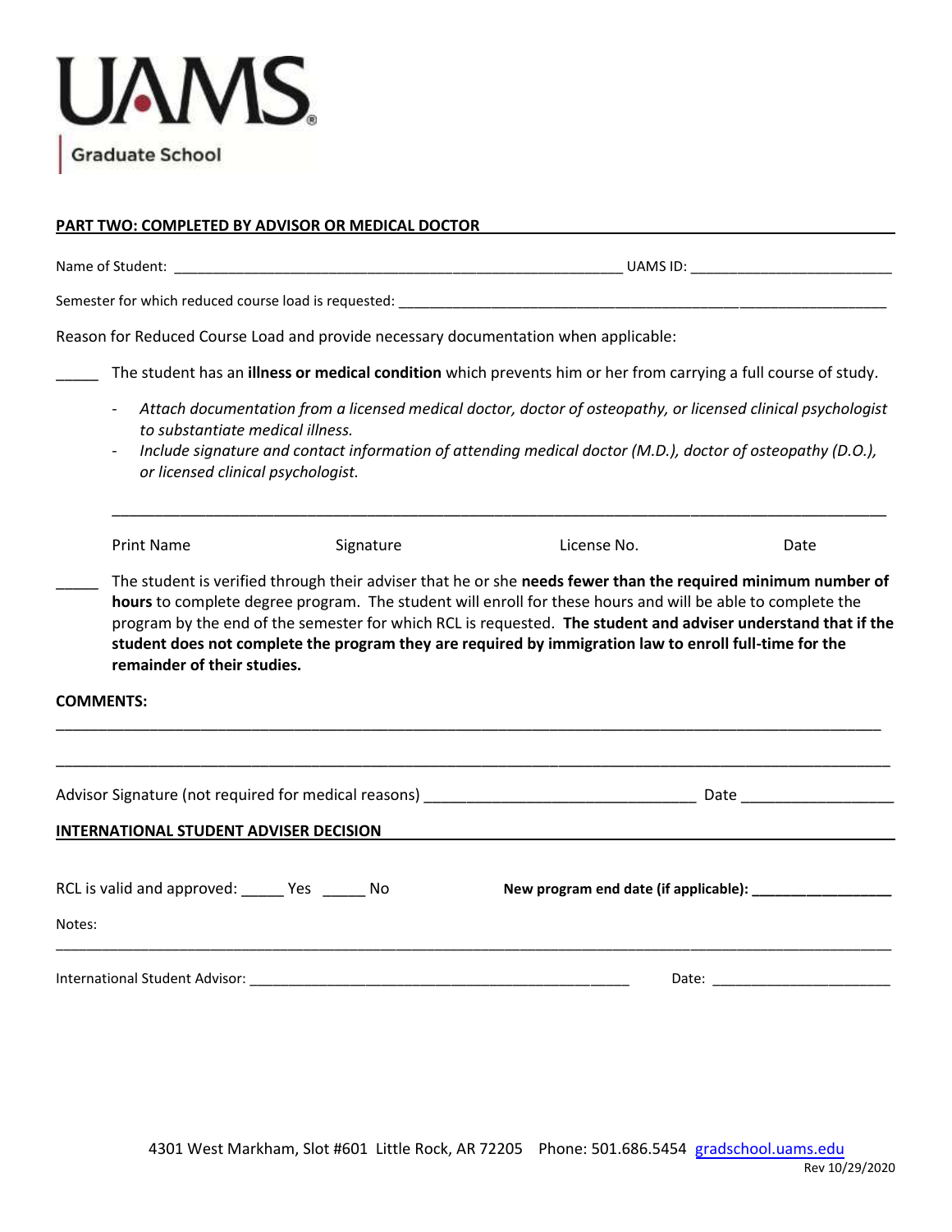UAMS

Graduate School

**PART TWO: COMPLETED BY ADVISOR OR MEDICAL DOCTOR**

Name of Student: ___________________________________________________________ UAMS ID: ___________________________

Semester for which reduced course load is requested: ___________________________________________________________________

Reason for Reduced Course Load and provide necessary documentation when applicable:

_____ The student has an **illness or medical condition** which prevents him or her from carrying a full course of study.

- *Attach documentation from a licensed medical doctor, doctor of osteopathy, or licensed clinical psychologist to substantiate medical illness.*
- *Include signature and contact information of attending medical doctor (M.D.), doctor of osteopathy (D.O.), or licensed clinical psychologist.*

______________________________________________________________________________________________

Print Name Signature License No. Date

_____ The student is verified through their adviser that he or she **needs fewer than the required minimum number of hours** to complete degree program. The student will enroll for these hours and will be able to complete the program by the end of the semester for which RCL is requested. **The student and adviser understand that if the student does not complete the program they are required by immigration law to enroll full-time for the remainder of their studies.**

**COMMENTS:**

______________________________________________________________________________________________

______________________________________________________________________________________________

Advisor Signature (not required for medical reasons) ________________________________ Date __________________

**INTERNATIONAL STUDENT ADVISER DECISION**

RCL is valid and approved: _____ Yes _____ No **New program end date (if applicable): __________________**

Notes:

______________________________________________________________________________________________

International Student Advisor: __________________________________________________ Date: _______________________

4301 West Markham, Slot #601 Little Rock, AR 72205 Phone: 501.686.5454 gradschool.uams.edu

Rev 10/29/2020